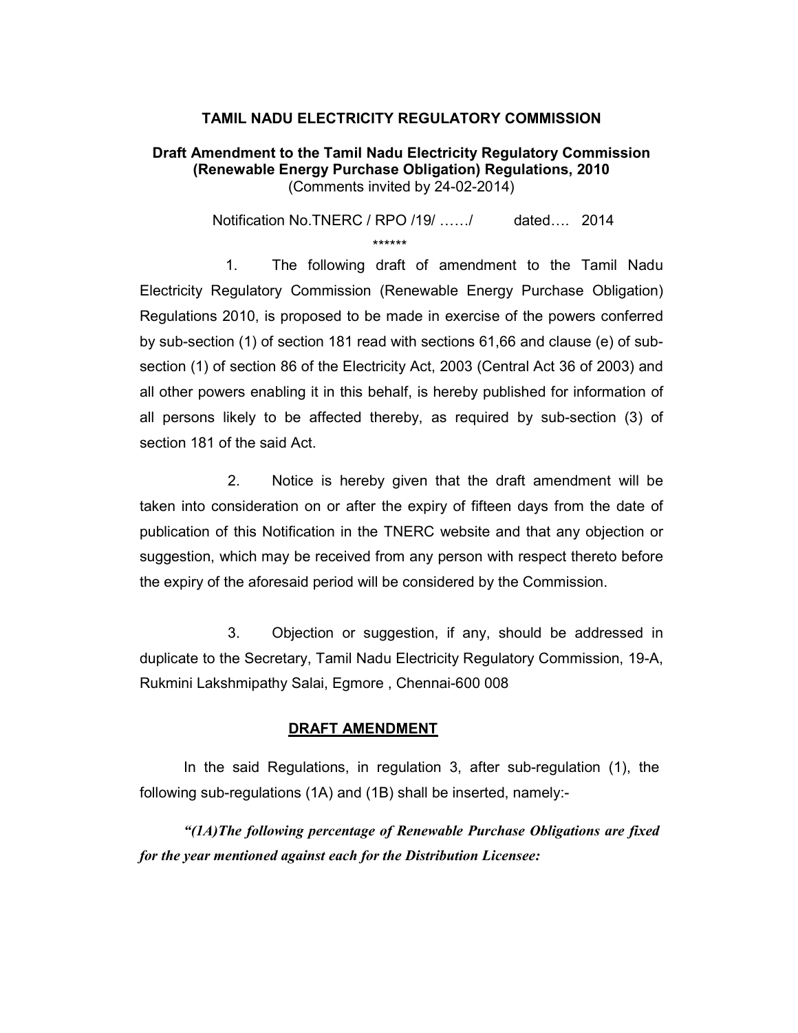**TAMIL NADU ELECTRICITY REGULATORY COMMISSION**

**Draft Amendment to the Tamil Nadu Electricity Regulatory Commission (Renewable Energy Purchase Obligation) Regulations, 2010**
(Comments invited by 24-02-2014)

Notification No.TNERC / RPO /19/ ……/ dated…. 2014

******

1. The following draft of amendment to the Tamil Nadu Electricity Regulatory Commission (Renewable Energy Purchase Obligation) Regulations 2010, is proposed to be made in exercise of the powers conferred by sub-section (1) of section 181 read with sections 61,66 and clause (e) of sub-section (1) of section 86 of the Electricity Act, 2003 (Central Act 36 of 2003) and all other powers enabling it in this behalf, is hereby published for information of all persons likely to be affected thereby, as required by sub-section (3) of section 181 of the said Act.

2. Notice is hereby given that the draft amendment will be taken into consideration on or after the expiry of fifteen days from the date of publication of this Notification in the TNERC website and that any objection or suggestion, which may be received from any person with respect thereto before the expiry of the aforesaid period will be considered by the Commission.

3. Objection or suggestion, if any, should be addressed in duplicate to the Secretary, Tamil Nadu Electricity Regulatory Commission, 19-A, Rukmini Lakshmipathy Salai, Egmore , Chennai-600 008

**DRAFT AMENDMENT**

In the said Regulations, in regulation 3, after sub-regulation (1), the following sub-regulations (1A) and (1B) shall be inserted, namely:-

***"(1A)The following percentage of Renewable Purchase Obligations are fixed for the year mentioned against each for the Distribution Licensee:***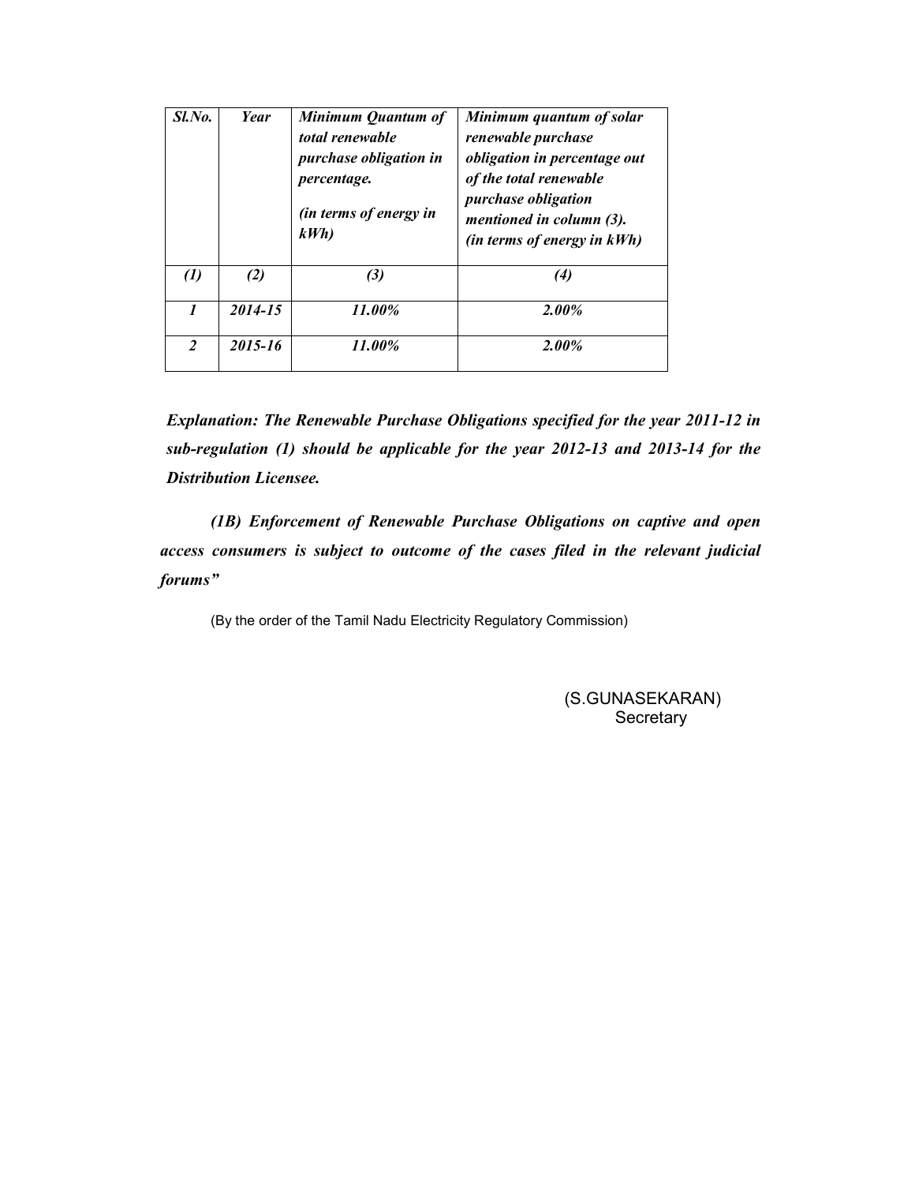| *Sl.No.* | *Year* | *Minimum Quantum of total renewable purchase obligation in percentage. (in terms of energy in kWh)* | *Minimum quantum of solar renewable purchase obligation in percentage out of the total renewable purchase obligation mentioned in column (3). (in terms of energy in kWh)* |
|---|---|---|---|
| *(1)* | *(2)* | *(3)* | *(4)* |
| *1* | *2014-15* | *11.00%* | *2.00%* |
| *2* | *2015-16* | *11.00%* | *2.00%* |

***Explanation: The Renewable Purchase Obligations specified for the year 2011-12 in sub-regulation (1) should be applicable for the year 2012-13 and 2013-14 for the Distribution Licensee.***

***(1B) Enforcement of Renewable Purchase Obligations on captive and open access consumers is subject to outcome of the cases filed in the relevant judicial forums"***

(By the order of the Tamil Nadu Electricity Regulatory Commission)

(S.GUNASEKARAN)
Secretary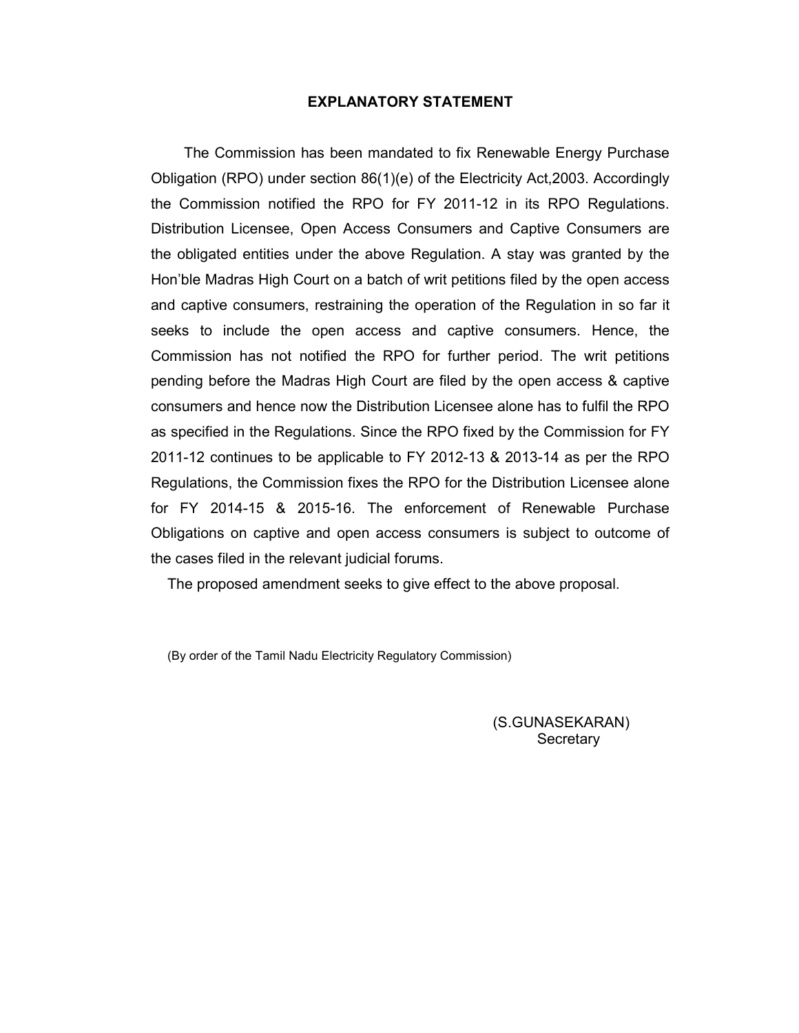## EXPLANATORY STATEMENT

The Commission has been mandated to fix Renewable Energy Purchase Obligation (RPO) under section 86(1)(e) of the Electricity Act,2003. Accordingly the Commission notified the RPO for FY 2011-12 in its RPO Regulations. Distribution Licensee, Open Access Consumers and Captive Consumers are the obligated entities under the above Regulation. A stay was granted by the Hon'ble Madras High Court on a batch of writ petitions filed by the open access and captive consumers, restraining the operation of the Regulation in so far it seeks to include the open access and captive consumers. Hence, the Commission has not notified the RPO for further period. The writ petitions pending before the Madras High Court are filed by the open access & captive consumers and hence now the Distribution Licensee alone has to fulfil the RPO as specified in the Regulations. Since the RPO fixed by the Commission for FY 2011-12 continues to be applicable to FY 2012-13 & 2013-14 as per the RPO Regulations, the Commission fixes the RPO for the Distribution Licensee alone for FY 2014-15 & 2015-16. The enforcement of Renewable Purchase Obligations on captive and open access consumers is subject to outcome of the cases filed in the relevant judicial forums.

The proposed amendment seeks to give effect to the above proposal.

(By order of the Tamil Nadu Electricity Regulatory Commission)

(S.GUNASEKARAN)
Secretary